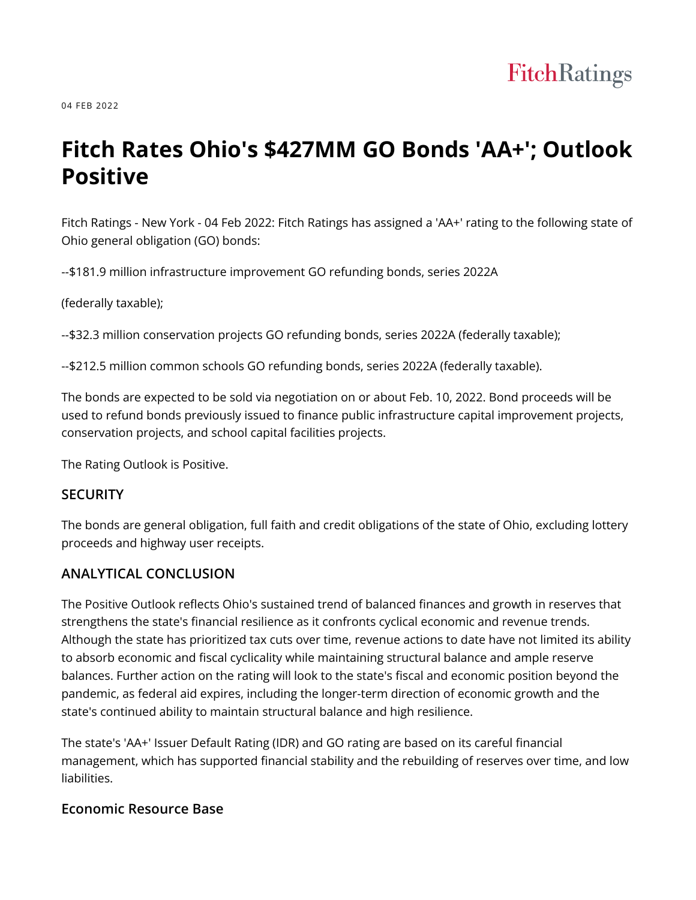04 FEB 2022

# Fitch Rates Ohio's $427MM GO Bonds 'AA+'; Outlook Positive

Fitch Ratings - New York - 04 Feb 2022: Fitch Ratings has assigned a 'AA+' rating to the following state of Ohio general obligation (GO) bonds:

--$181.9 million infrastructure improvement GO refunding bonds, series 2022A

(federally taxable);

--$32.3 million conservation projects GO refunding bonds, series 2022A (federally taxable);

--$212.5 million common schools GO refunding bonds, series 2022A (federally taxable).

The bonds are expected to be sold via negotiation on or about Feb. 10, 2022. Bond proceeds will be used to refund bonds previously issued to finance public infrastructure capital improvement projects, conservation projects, and school capital facilities projects.

The Rating Outlook is Positive.

### SECURITY

The bonds are general obligation, full faith and credit obligations of the state of Ohio, excluding lottery proceeds and highway user receipts.

### ANALYTICAL CONCLUSION

The Positive Outlook reflects Ohio's sustained trend of balanced finances and growth in reserves that strengthens the state's financial resilience as it confronts cyclical economic and revenue trends. Although the state has prioritized tax cuts over time, revenue actions to date have not limited its ability to absorb economic and fiscal cyclicality while maintaining structural balance and ample reserve balances. Further action on the rating will look to the state's fiscal and economic position beyond the pandemic, as federal aid expires, including the longer-term direction of economic growth and the state's continued ability to maintain structural balance and high resilience.

The state's 'AA+' Issuer Default Rating (IDR) and GO rating are based on its careful financial management, which has supported financial stability and the rebuilding of reserves over time, and low liabilities.

### Economic Resource Base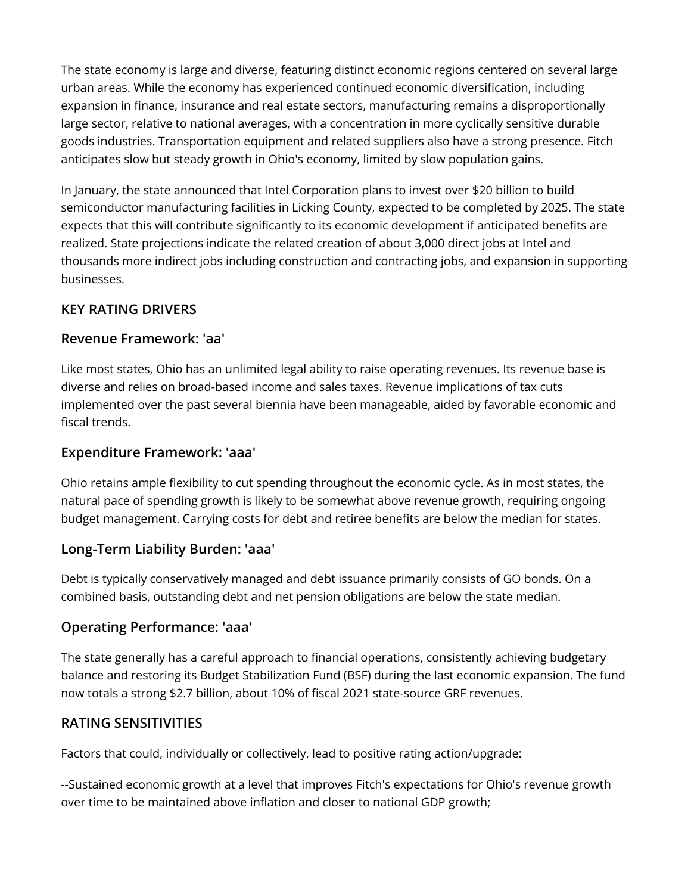The state economy is large and diverse, featuring distinct economic regions centered on several large urban areas. While the economy has experienced continued economic diversification, including expansion in finance, insurance and real estate sectors, manufacturing remains a disproportionally large sector, relative to national averages, with a concentration in more cyclically sensitive durable goods industries. Transportation equipment and related suppliers also have a strong presence. Fitch anticipates slow but steady growth in Ohio's economy, limited by slow population gains.

In January, the state announced that Intel Corporation plans to invest over $20 billion to build semiconductor manufacturing facilities in Licking County, expected to be completed by 2025. The state expects that this will contribute significantly to its economic development if anticipated benefits are realized. State projections indicate the related creation of about 3,000 direct jobs at Intel and thousands more indirect jobs including construction and contracting jobs, and expansion in supporting businesses.

## KEY RATING DRIVERS

### Revenue Framework: 'aa'

Like most states, Ohio has an unlimited legal ability to raise operating revenues. Its revenue base is diverse and relies on broad-based income and sales taxes. Revenue implications of tax cuts implemented over the past several biennia have been manageable, aided by favorable economic and fiscal trends.

### Expenditure Framework: 'aaa'

Ohio retains ample flexibility to cut spending throughout the economic cycle. As in most states, the natural pace of spending growth is likely to be somewhat above revenue growth, requiring ongoing budget management. Carrying costs for debt and retiree benefits are below the median for states.

### Long-Term Liability Burden: 'aaa'

Debt is typically conservatively managed and debt issuance primarily consists of GO bonds. On a combined basis, outstanding debt and net pension obligations are below the state median.

### Operating Performance: 'aaa'

The state generally has a careful approach to financial operations, consistently achieving budgetary balance and restoring its Budget Stabilization Fund (BSF) during the last economic expansion. The fund now totals a strong $2.7 billion, about 10% of fiscal 2021 state-source GRF revenues.

## RATING SENSITIVITIES

Factors that could, individually or collectively, lead to positive rating action/upgrade:

--Sustained economic growth at a level that improves Fitch's expectations for Ohio's revenue growth over time to be maintained above inflation and closer to national GDP growth;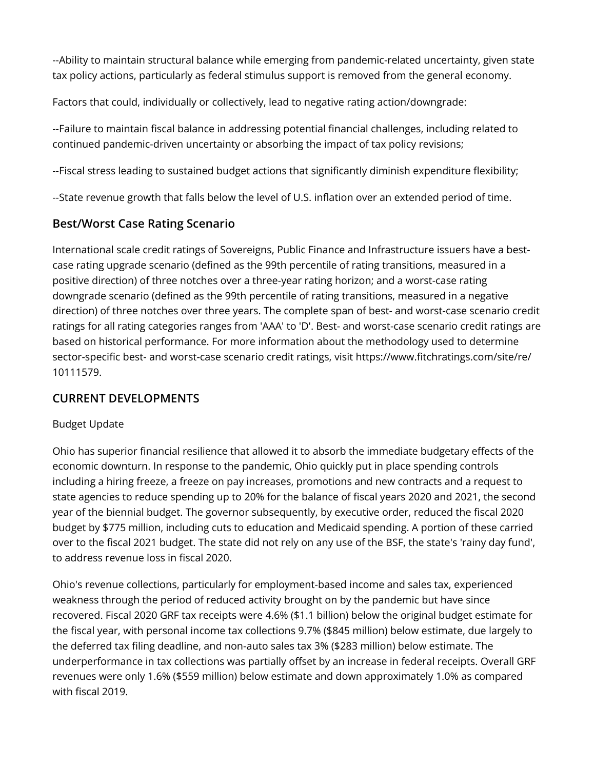--Ability to maintain structural balance while emerging from pandemic-related uncertainty, given state tax policy actions, particularly as federal stimulus support is removed from the general economy.

Factors that could, individually or collectively, lead to negative rating action/downgrade:

--Failure to maintain fiscal balance in addressing potential financial challenges, including related to continued pandemic-driven uncertainty or absorbing the impact of tax policy revisions;

--Fiscal stress leading to sustained budget actions that significantly diminish expenditure flexibility;

--State revenue growth that falls below the level of U.S. inflation over an extended period of time.

## Best/Worst Case Rating Scenario

International scale credit ratings of Sovereigns, Public Finance and Infrastructure issuers have a best-case rating upgrade scenario (defined as the 99th percentile of rating transitions, measured in a positive direction) of three notches over a three-year rating horizon; and a worst-case rating downgrade scenario (defined as the 99th percentile of rating transitions, measured in a negative direction) of three notches over three years. The complete span of best- and worst-case scenario credit ratings for all rating categories ranges from 'AAA' to 'D'. Best- and worst-case scenario credit ratings are based on historical performance. For more information about the methodology used to determine sector-specific best- and worst-case scenario credit ratings, visit https://www.fitchratings.com/site/re/10111579.

## CURRENT DEVELOPMENTS

Budget Update

Ohio has superior financial resilience that allowed it to absorb the immediate budgetary effects of the economic downturn. In response to the pandemic, Ohio quickly put in place spending controls including a hiring freeze, a freeze on pay increases, promotions and new contracts and a request to state agencies to reduce spending up to 20% for the balance of fiscal years 2020 and 2021, the second year of the biennial budget. The governor subsequently, by executive order, reduced the fiscal 2020 budget by $775 million, including cuts to education and Medicaid spending. A portion of these carried over to the fiscal 2021 budget. The state did not rely on any use of the BSF, the state's 'rainy day fund', to address revenue loss in fiscal 2020.

Ohio's revenue collections, particularly for employment-based income and sales tax, experienced weakness through the period of reduced activity brought on by the pandemic but have since recovered. Fiscal 2020 GRF tax receipts were 4.6% ($1.1 billion) below the original budget estimate for the fiscal year, with personal income tax collections 9.7% ($845 million) below estimate, due largely to the deferred tax filing deadline, and non-auto sales tax 3% ($283 million) below estimate. The underperformance in tax collections was partially offset by an increase in federal receipts. Overall GRF revenues were only 1.6% ($559 million) below estimate and down approximately 1.0% as compared with fiscal 2019.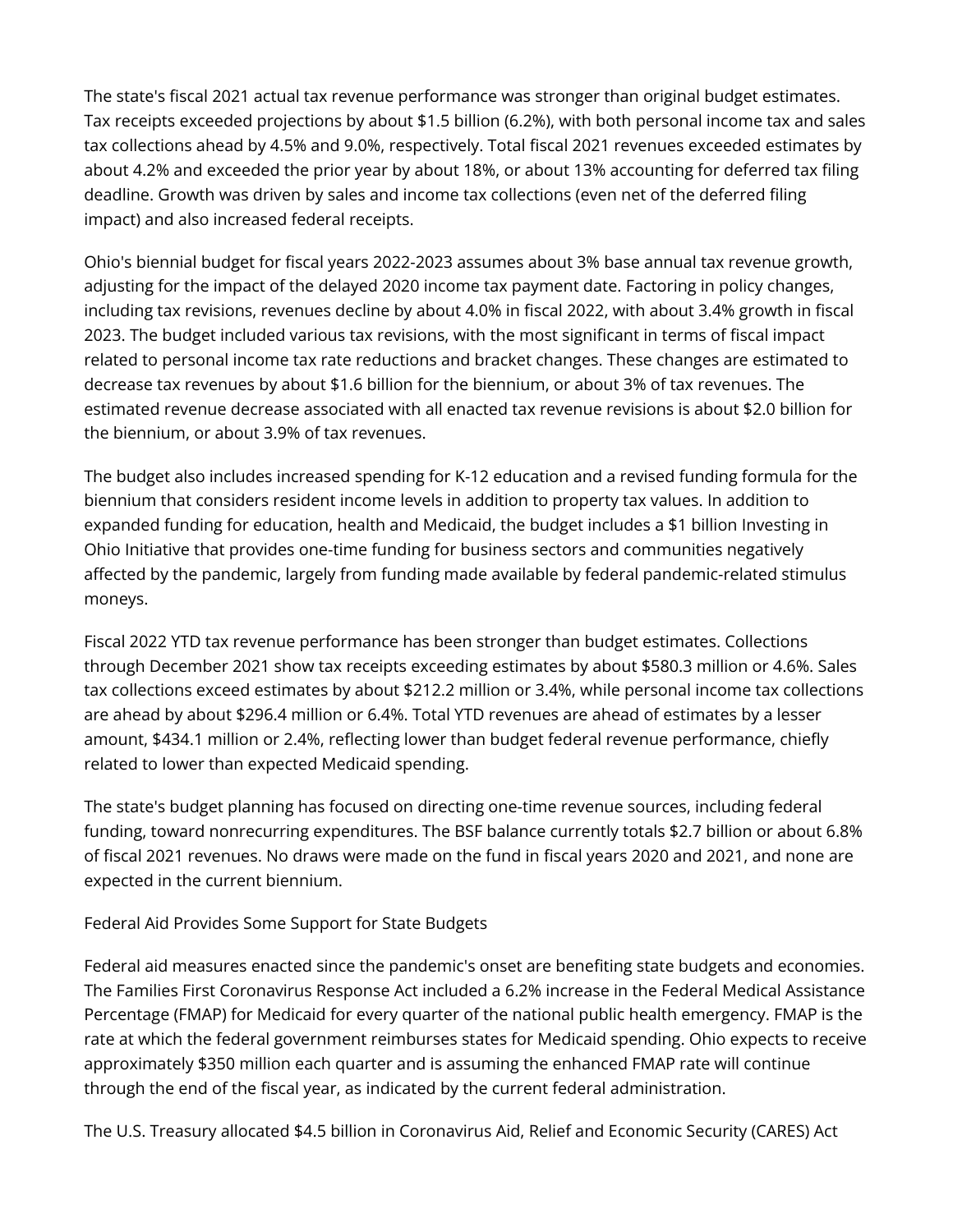The state's fiscal 2021 actual tax revenue performance was stronger than original budget estimates. Tax receipts exceeded projections by about $1.5 billion (6.2%), with both personal income tax and sales tax collections ahead by 4.5% and 9.0%, respectively. Total fiscal 2021 revenues exceeded estimates by about 4.2% and exceeded the prior year by about 18%, or about 13% accounting for deferred tax filing deadline. Growth was driven by sales and income tax collections (even net of the deferred filing impact) and also increased federal receipts.

Ohio's biennial budget for fiscal years 2022-2023 assumes about 3% base annual tax revenue growth, adjusting for the impact of the delayed 2020 income tax payment date. Factoring in policy changes, including tax revisions, revenues decline by about 4.0% in fiscal 2022, with about 3.4% growth in fiscal 2023. The budget included various tax revisions, with the most significant in terms of fiscal impact related to personal income tax rate reductions and bracket changes. These changes are estimated to decrease tax revenues by about $1.6 billion for the biennium, or about 3% of tax revenues. The estimated revenue decrease associated with all enacted tax revenue revisions is about $2.0 billion for the biennium, or about 3.9% of tax revenues.

The budget also includes increased spending for K-12 education and a revised funding formula for the biennium that considers resident income levels in addition to property tax values. In addition to expanded funding for education, health and Medicaid, the budget includes a $1 billion Investing in Ohio Initiative that provides one-time funding for business sectors and communities negatively affected by the pandemic, largely from funding made available by federal pandemic-related stimulus moneys.

Fiscal 2022 YTD tax revenue performance has been stronger than budget estimates. Collections through December 2021 show tax receipts exceeding estimates by about $580.3 million or 4.6%. Sales tax collections exceed estimates by about $212.2 million or 3.4%, while personal income tax collections are ahead by about $296.4 million or 6.4%. Total YTD revenues are ahead of estimates by a lesser amount, $434.1 million or 2.4%, reflecting lower than budget federal revenue performance, chiefly related to lower than expected Medicaid spending.

The state's budget planning has focused on directing one-time revenue sources, including federal funding, toward nonrecurring expenditures. The BSF balance currently totals $2.7 billion or about 6.8% of fiscal 2021 revenues. No draws were made on the fund in fiscal years 2020 and 2021, and none are expected in the current biennium.

Federal Aid Provides Some Support for State Budgets

Federal aid measures enacted since the pandemic's onset are benefiting state budgets and economies. The Families First Coronavirus Response Act included a 6.2% increase in the Federal Medical Assistance Percentage (FMAP) for Medicaid for every quarter of the national public health emergency. FMAP is the rate at which the federal government reimburses states for Medicaid spending. Ohio expects to receive approximately $350 million each quarter and is assuming the enhanced FMAP rate will continue through the end of the fiscal year, as indicated by the current federal administration.

The U.S. Treasury allocated $4.5 billion in Coronavirus Aid, Relief and Economic Security (CARES) Act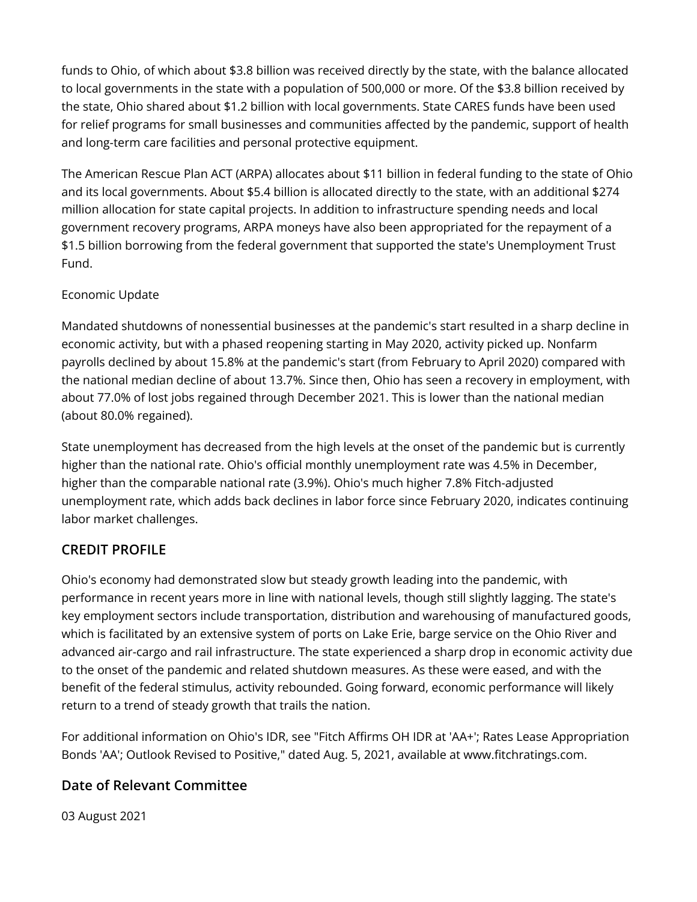funds to Ohio, of which about $3.8 billion was received directly by the state, with the balance allocated to local governments in the state with a population of 500,000 or more. Of the $3.8 billion received by the state, Ohio shared about $1.2 billion with local governments. State CARES funds have been used for relief programs for small businesses and communities affected by the pandemic, support of health and long-term care facilities and personal protective equipment.

The American Rescue Plan ACT (ARPA) allocates about $11 billion in federal funding to the state of Ohio and its local governments. About $5.4 billion is allocated directly to the state, with an additional $274 million allocation for state capital projects. In addition to infrastructure spending needs and local government recovery programs, ARPA moneys have also been appropriated for the repayment of a $1.5 billion borrowing from the federal government that supported the state's Unemployment Trust Fund.

Economic Update

Mandated shutdowns of nonessential businesses at the pandemic's start resulted in a sharp decline in economic activity, but with a phased reopening starting in May 2020, activity picked up. Nonfarm payrolls declined by about 15.8% at the pandemic's start (from February to April 2020) compared with the national median decline of about 13.7%. Since then, Ohio has seen a recovery in employment, with about 77.0% of lost jobs regained through December 2021. This is lower than the national median (about 80.0% regained).

State unemployment has decreased from the high levels at the onset of the pandemic but is currently higher than the national rate. Ohio's official monthly unemployment rate was 4.5% in December, higher than the comparable national rate (3.9%). Ohio's much higher 7.8% Fitch-adjusted unemployment rate, which adds back declines in labor force since February 2020, indicates continuing labor market challenges.

## CREDIT PROFILE

Ohio's economy had demonstrated slow but steady growth leading into the pandemic, with performance in recent years more in line with national levels, though still slightly lagging. The state's key employment sectors include transportation, distribution and warehousing of manufactured goods, which is facilitated by an extensive system of ports on Lake Erie, barge service on the Ohio River and advanced air-cargo and rail infrastructure. The state experienced a sharp drop in economic activity due to the onset of the pandemic and related shutdown measures. As these were eased, and with the benefit of the federal stimulus, activity rebounded. Going forward, economic performance will likely return to a trend of steady growth that trails the nation.

For additional information on Ohio's IDR, see "Fitch Affirms OH IDR at 'AA+'; Rates Lease Appropriation Bonds 'AA'; Outlook Revised to Positive," dated Aug. 5, 2021, available at www.fitchratings.com.

## Date of Relevant Committee

03 August 2021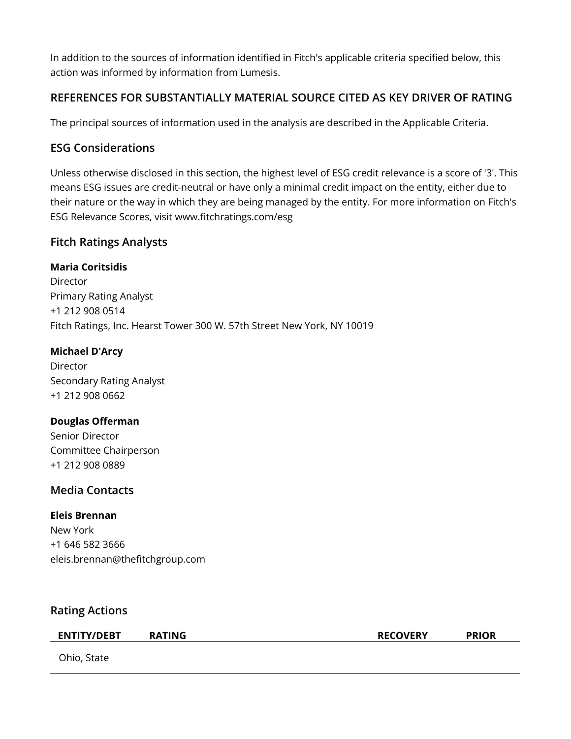In addition to the sources of information identified in Fitch's applicable criteria specified below, this action was informed by information from Lumesis.

## REFERENCES FOR SUBSTANTIALLY MATERIAL SOURCE CITED AS KEY DRIVER OF RATING

The principal sources of information used in the analysis are described in the Applicable Criteria.

## ESG Considerations

Unless otherwise disclosed in this section, the highest level of ESG credit relevance is a score of '3'. This means ESG issues are credit-neutral or have only a minimal credit impact on the entity, either due to their nature or the way in which they are being managed by the entity. For more information on Fitch's ESG Relevance Scores, visit www.fitchratings.com/esg

## Fitch Ratings Analysts

**Maria Coritsidis**
Director
Primary Rating Analyst
+1 212 908 0514
Fitch Ratings, Inc. Hearst Tower 300 W. 57th Street New York, NY 10019

**Michael D'Arcy**
Director
Secondary Rating Analyst
+1 212 908 0662

**Douglas Offerman**
Senior Director
Committee Chairperson
+1 212 908 0889

## Media Contacts

**Eleis Brennan**
New York
+1 646 582 3666
eleis.brennan@thefitchgroup.com

## Rating Actions

| ENTITY/DEBT | RATING | RECOVERY | PRIOR |
|---|---|---|---|
| Ohio, State | | | |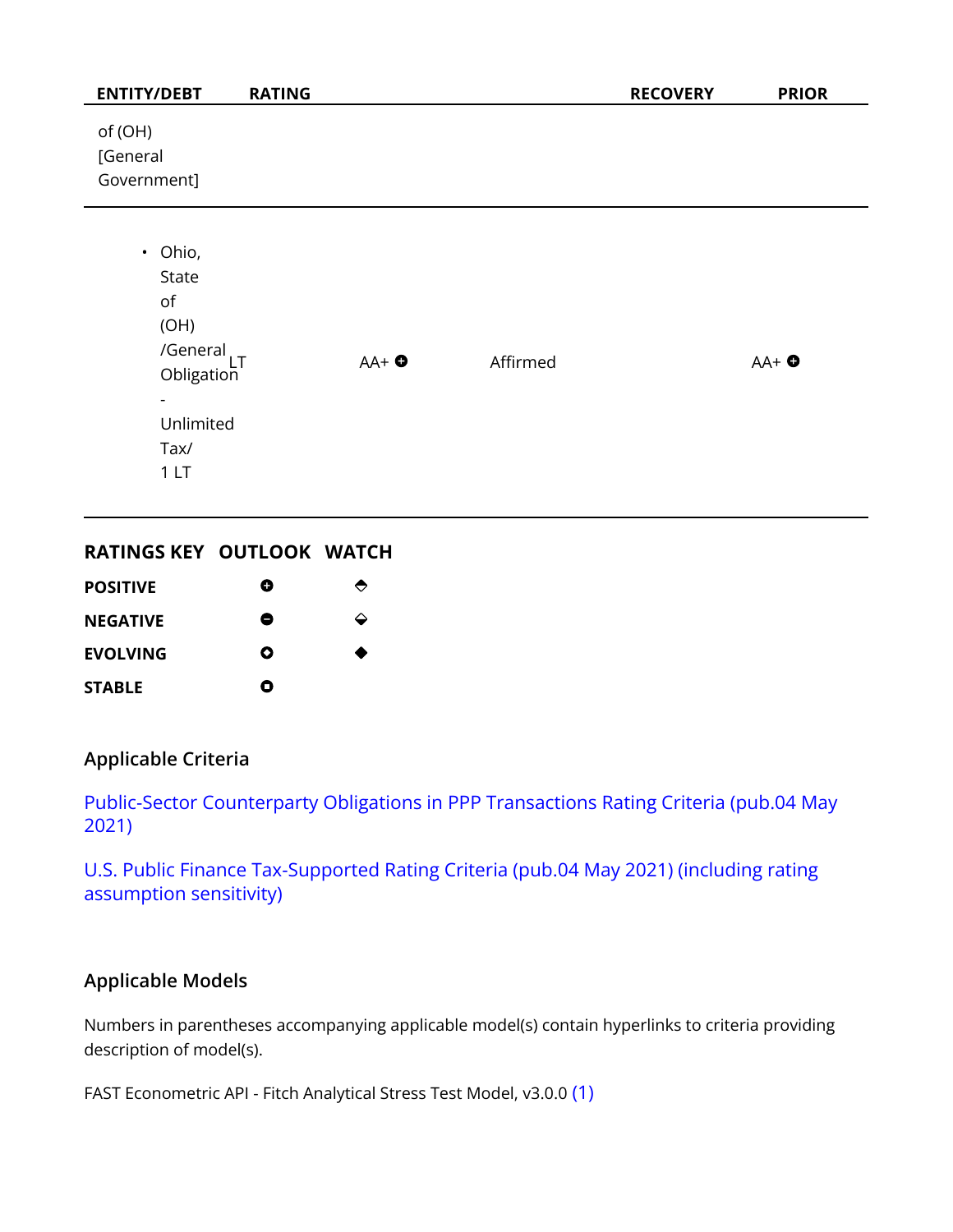| ENTITY/DEBT | RATING | | | RECOVERY | PRIOR |
|---|---|---|---|---|---|
| of (OH) [General Government] | | | | | |
| • Ohio, State of (OH) /General Obligation - Unlimited Tax/ 1 LT | LT | AA+ ⊕ | Affirmed | | AA+ ⊕ |

| RATINGS KEY | OUTLOOK | WATCH |
|---|---|---|
| POSITIVE | ⊕ | ⬘ |
| NEGATIVE | ⊖ | ⬙ |
| EVOLVING | ⊙ | ◆ |
| STABLE | ⊡ | |

## Applicable Criteria

Public-Sector Counterparty Obligations in PPP Transactions Rating Criteria (pub.04 May 2021)

U.S. Public Finance Tax-Supported Rating Criteria (pub.04 May 2021) (including rating assumption sensitivity)

## Applicable Models

Numbers in parentheses accompanying applicable model(s) contain hyperlinks to criteria providing description of model(s).

FAST Econometric API - Fitch Analytical Stress Test Model, v3.0.0 (1)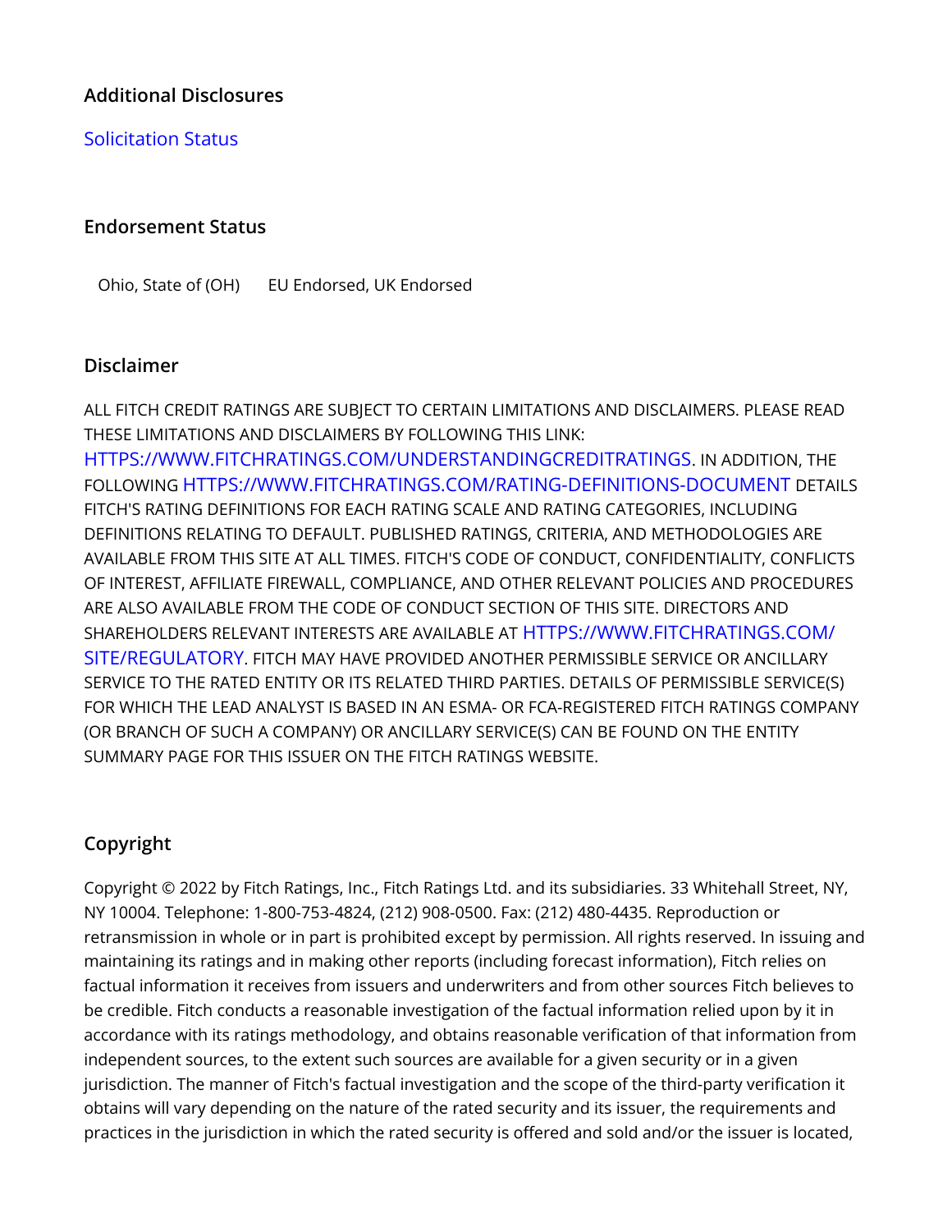## Additional Disclosures

Solicitation Status

## Endorsement Status

| | |
|---|---|
| Ohio, State of (OH) | EU Endorsed, UK Endorsed |

## Disclaimer

ALL FITCH CREDIT RATINGS ARE SUBJECT TO CERTAIN LIMITATIONS AND DISCLAIMERS. PLEASE READ THESE LIMITATIONS AND DISCLAIMERS BY FOLLOWING THIS LINK: HTTPS://WWW.FITCHRATINGS.COM/UNDERSTANDINGCREDITRATINGS. IN ADDITION, THE FOLLOWING HTTPS://WWW.FITCHRATINGS.COM/RATING-DEFINITIONS-DOCUMENT DETAILS FITCH'S RATING DEFINITIONS FOR EACH RATING SCALE AND RATING CATEGORIES, INCLUDING DEFINITIONS RELATING TO DEFAULT. PUBLISHED RATINGS, CRITERIA, AND METHODOLOGIES ARE AVAILABLE FROM THIS SITE AT ALL TIMES. FITCH'S CODE OF CONDUCT, CONFIDENTIALITY, CONFLICTS OF INTEREST, AFFILIATE FIREWALL, COMPLIANCE, AND OTHER RELEVANT POLICIES AND PROCEDURES ARE ALSO AVAILABLE FROM THE CODE OF CONDUCT SECTION OF THIS SITE. DIRECTORS AND SHAREHOLDERS RELEVANT INTERESTS ARE AVAILABLE AT HTTPS://WWW.FITCHRATINGS.COM/SITE/REGULATORY. FITCH MAY HAVE PROVIDED ANOTHER PERMISSIBLE SERVICE OR ANCILLARY SERVICE TO THE RATED ENTITY OR ITS RELATED THIRD PARTIES. DETAILS OF PERMISSIBLE SERVICE(S) FOR WHICH THE LEAD ANALYST IS BASED IN AN ESMA- OR FCA-REGISTERED FITCH RATINGS COMPANY (OR BRANCH OF SUCH A COMPANY) OR ANCILLARY SERVICE(S) CAN BE FOUND ON THE ENTITY SUMMARY PAGE FOR THIS ISSUER ON THE FITCH RATINGS WEBSITE.

## Copyright

Copyright © 2022 by Fitch Ratings, Inc., Fitch Ratings Ltd. and its subsidiaries. 33 Whitehall Street, NY, NY 10004. Telephone: 1-800-753-4824, (212) 908-0500. Fax: (212) 480-4435. Reproduction or retransmission in whole or in part is prohibited except by permission. All rights reserved. In issuing and maintaining its ratings and in making other reports (including forecast information), Fitch relies on factual information it receives from issuers and underwriters and from other sources Fitch believes to be credible. Fitch conducts a reasonable investigation of the factual information relied upon by it in accordance with its ratings methodology, and obtains reasonable verification of that information from independent sources, to the extent such sources are available for a given security or in a given jurisdiction. The manner of Fitch's factual investigation and the scope of the third-party verification it obtains will vary depending on the nature of the rated security and its issuer, the requirements and practices in the jurisdiction in which the rated security is offered and sold and/or the issuer is located,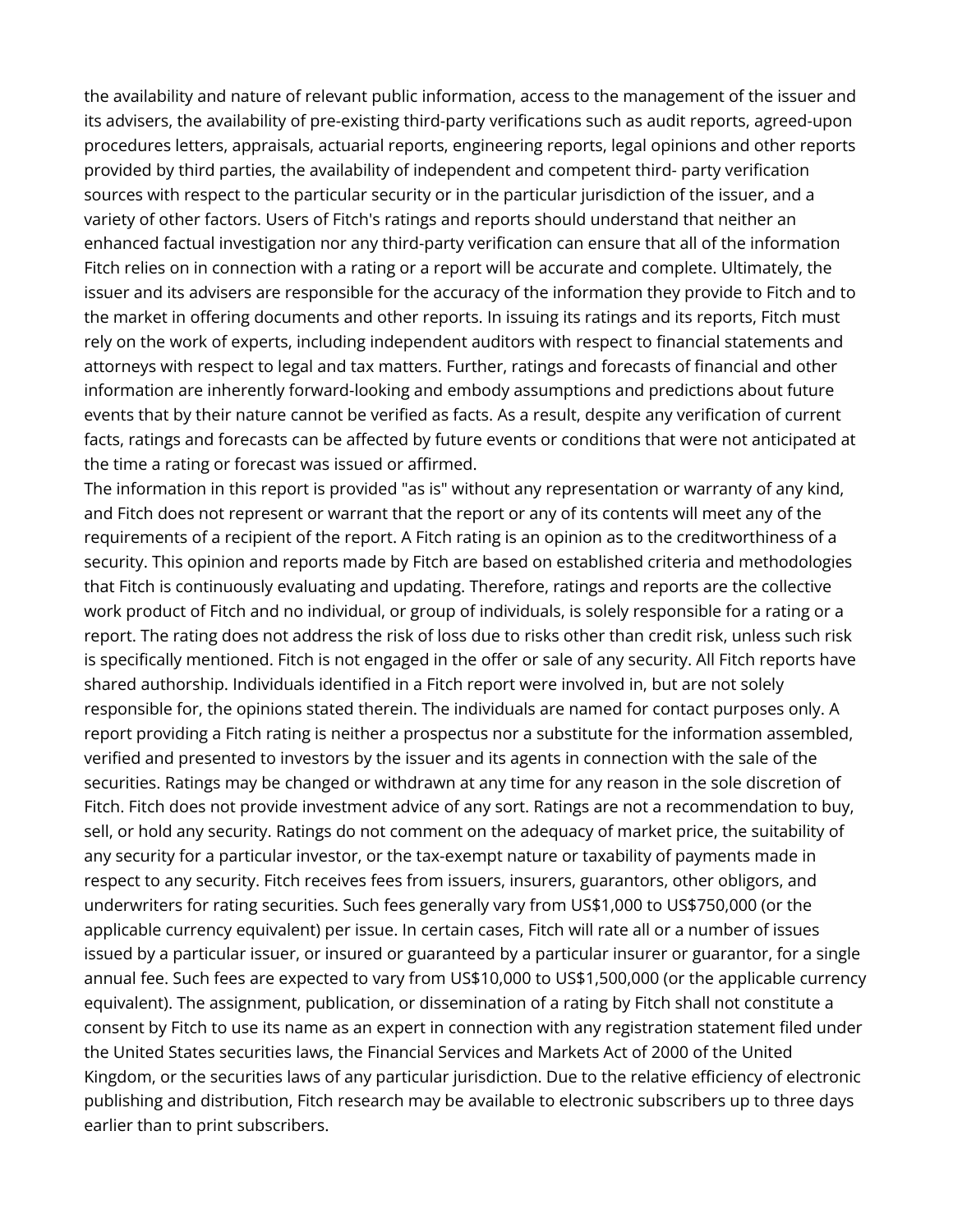the availability and nature of relevant public information, access to the management of the issuer and its advisers, the availability of pre-existing third-party verifications such as audit reports, agreed-upon procedures letters, appraisals, actuarial reports, engineering reports, legal opinions and other reports provided by third parties, the availability of independent and competent third- party verification sources with respect to the particular security or in the particular jurisdiction of the issuer, and a variety of other factors. Users of Fitch's ratings and reports should understand that neither an enhanced factual investigation nor any third-party verification can ensure that all of the information Fitch relies on in connection with a rating or a report will be accurate and complete. Ultimately, the issuer and its advisers are responsible for the accuracy of the information they provide to Fitch and to the market in offering documents and other reports. In issuing its ratings and its reports, Fitch must rely on the work of experts, including independent auditors with respect to financial statements and attorneys with respect to legal and tax matters. Further, ratings and forecasts of financial and other information are inherently forward-looking and embody assumptions and predictions about future events that by their nature cannot be verified as facts. As a result, despite any verification of current facts, ratings and forecasts can be affected by future events or conditions that were not anticipated at the time a rating or forecast was issued or affirmed.

The information in this report is provided "as is" without any representation or warranty of any kind, and Fitch does not represent or warrant that the report or any of its contents will meet any of the requirements of a recipient of the report. A Fitch rating is an opinion as to the creditworthiness of a security. This opinion and reports made by Fitch are based on established criteria and methodologies that Fitch is continuously evaluating and updating. Therefore, ratings and reports are the collective work product of Fitch and no individual, or group of individuals, is solely responsible for a rating or a report. The rating does not address the risk of loss due to risks other than credit risk, unless such risk is specifically mentioned. Fitch is not engaged in the offer or sale of any security. All Fitch reports have shared authorship. Individuals identified in a Fitch report were involved in, but are not solely responsible for, the opinions stated therein. The individuals are named for contact purposes only. A report providing a Fitch rating is neither a prospectus nor a substitute for the information assembled, verified and presented to investors by the issuer and its agents in connection with the sale of the securities. Ratings may be changed or withdrawn at any time for any reason in the sole discretion of Fitch. Fitch does not provide investment advice of any sort. Ratings are not a recommendation to buy, sell, or hold any security. Ratings do not comment on the adequacy of market price, the suitability of any security for a particular investor, or the tax-exempt nature or taxability of payments made in respect to any security. Fitch receives fees from issuers, insurers, guarantors, other obligors, and underwriters for rating securities. Such fees generally vary from US$1,000 to US$750,000 (or the applicable currency equivalent) per issue. In certain cases, Fitch will rate all or a number of issues issued by a particular issuer, or insured or guaranteed by a particular insurer or guarantor, for a single annual fee. Such fees are expected to vary from US$10,000 to US$1,500,000 (or the applicable currency equivalent). The assignment, publication, or dissemination of a rating by Fitch shall not constitute a consent by Fitch to use its name as an expert in connection with any registration statement filed under the United States securities laws, the Financial Services and Markets Act of 2000 of the United Kingdom, or the securities laws of any particular jurisdiction. Due to the relative efficiency of electronic publishing and distribution, Fitch research may be available to electronic subscribers up to three days earlier than to print subscribers.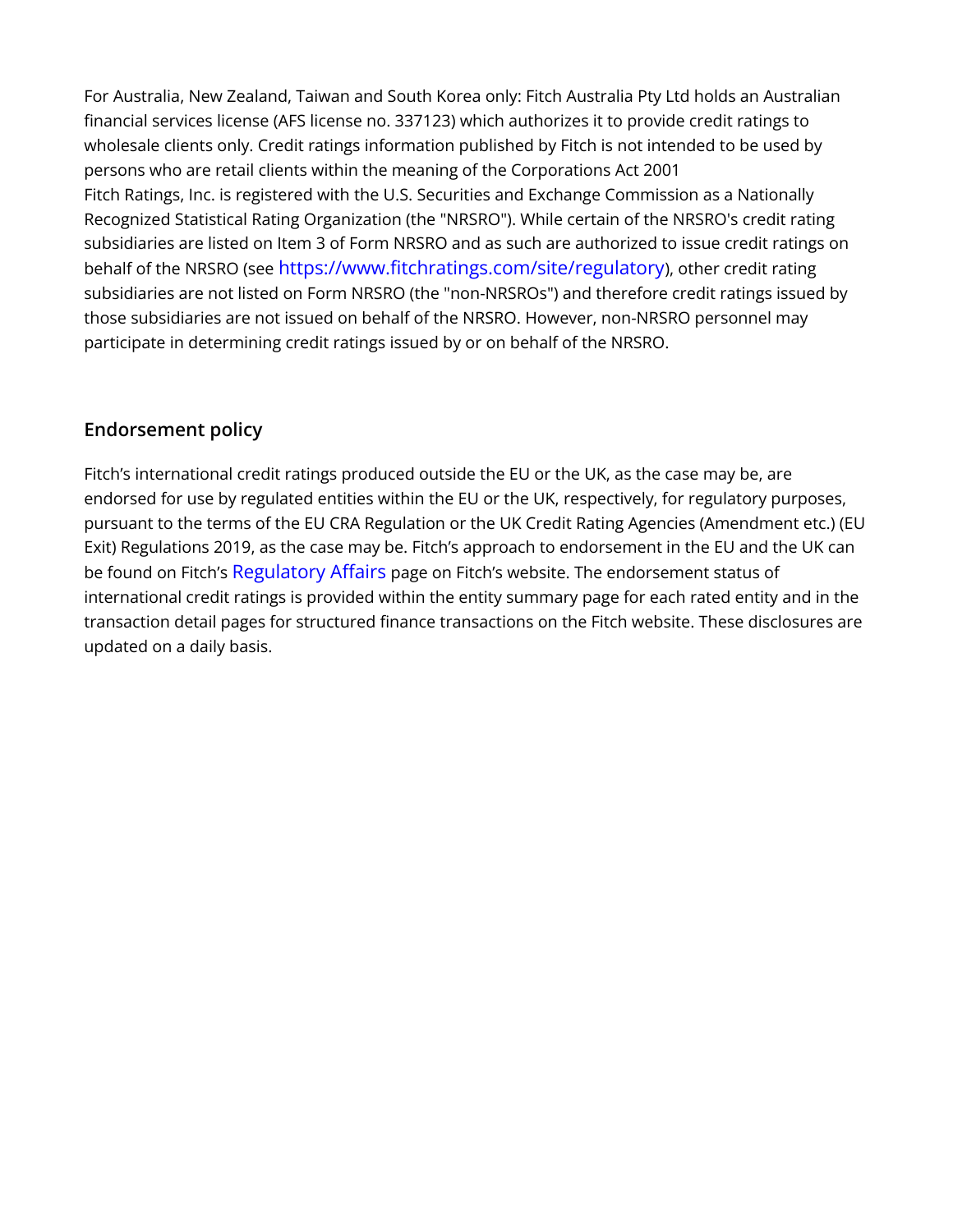For Australia, New Zealand, Taiwan and South Korea only: Fitch Australia Pty Ltd holds an Australian financial services license (AFS license no. 337123) which authorizes it to provide credit ratings to wholesale clients only. Credit ratings information published by Fitch is not intended to be used by persons who are retail clients within the meaning of the Corporations Act 2001
Fitch Ratings, Inc. is registered with the U.S. Securities and Exchange Commission as a Nationally Recognized Statistical Rating Organization (the "NRSRO"). While certain of the NRSRO's credit rating subsidiaries are listed on Item 3 of Form NRSRO and as such are authorized to issue credit ratings on behalf of the NRSRO (see https://www.fitchratings.com/site/regulatory), other credit rating subsidiaries are not listed on Form NRSRO (the "non-NRSROs") and therefore credit ratings issued by those subsidiaries are not issued on behalf of the NRSRO. However, non-NRSRO personnel may participate in determining credit ratings issued by or on behalf of the NRSRO.

## Endorsement policy

Fitch's international credit ratings produced outside the EU or the UK, as the case may be, are endorsed for use by regulated entities within the EU or the UK, respectively, for regulatory purposes, pursuant to the terms of the EU CRA Regulation or the UK Credit Rating Agencies (Amendment etc.) (EU Exit) Regulations 2019, as the case may be. Fitch's approach to endorsement in the EU and the UK can be found on Fitch's Regulatory Affairs page on Fitch's website. The endorsement status of international credit ratings is provided within the entity summary page for each rated entity and in the transaction detail pages for structured finance transactions on the Fitch website. These disclosures are updated on a daily basis.